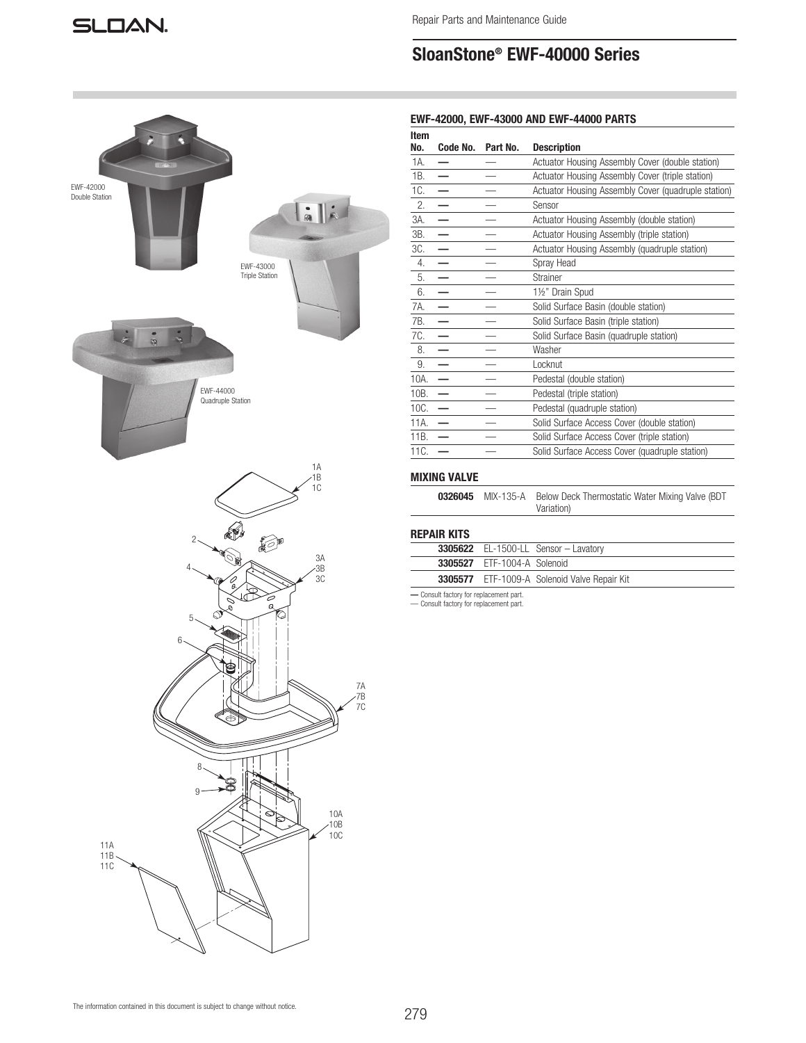Repair Parts and Maintenance Guide

# SloanStone® EWF-40000 Series

### EWF-42000, EWF-43000 AND EWF-44000 PARTS

| Item No. | Code No. | Part No. | Description |
|---|---|---|---|
| 1A. | — | — | Actuator Housing Assembly Cover (double station) |
| 1B. | — | — | Actuator Housing Assembly Cover (triple station) |
| 1C. | — | — | Actuator Housing Assembly Cover (quadruple station) |
| 2. | — | — | Sensor |
| 3A. | — | — | Actuator Housing Assembly (double station) |
| 3B. | — | — | Actuator Housing Assembly (triple station) |
| 3C. | — | — | Actuator Housing Assembly (quadruple station) |
| 4. | — | — | Spray Head |
| 5. | — | — | Strainer |
| 6. | — | — | 1½" Drain Spud |
| 7A. | — | — | Solid Surface Basin (double station) |
| 7B. | — | — | Solid Surface Basin (triple station) |
| 7C. | — | — | Solid Surface Basin (quadruple station) |
| 8. | — | — | Washer |
| 9. | — | — | Locknut |
| 10A. | — | — | Pedestal (double station) |
| 10B. | — | — | Pedestal (triple station) |
| 10C. | — | — | Pedestal (quadruple station) |
| 11A. | — | — | Solid Surface Access Cover (double station) |
| 11B. | — | — | Solid Surface Access Cover (triple station) |
| 11C. | — | — | Solid Surface Access Cover (quadruple station) |

### MIXING VALVE

| Code No. | Part No. | Description |
|---|---|---|
| **0326045** | MIX-135-A | Below Deck Thermostatic Water Mixing Valve (BDT Variation) |

### REPAIR KITS

| Code No. | Part No. | Description |
|---|---|---|
| **3305622** | EL-1500-LL | Sensor – Lavatory |
| **3305527** | ETF-1004-A | Solenoid |
| **3305577** | ETF-1009-A | Solenoid Valve Repair Kit |

— Consult factory for replacement part.
— Consult factory for replacement part.

EWF-42000 Double Station

EWF-43000 Triple Station

EWF-44000 Quadruple Station

The information contained in this document is subject to change without notice.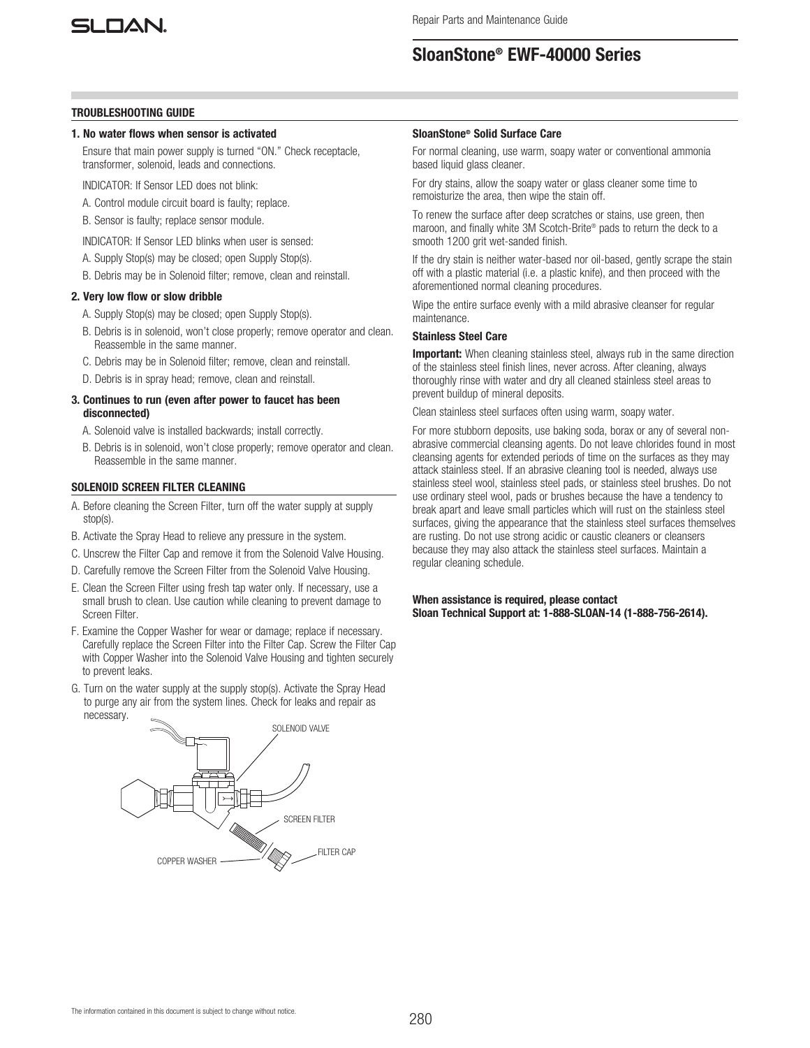## TROUBLESHOOTING GUIDE

### 1. No water flows when sensor is activated

Ensure that main power supply is turned "ON." Check receptacle, transformer, solenoid, leads and connections.

INDICATOR: If Sensor LED does not blink:

A. Control module circuit board is faulty; replace.

B. Sensor is faulty; replace sensor module.

INDICATOR: If Sensor LED blinks when user is sensed:

A. Supply Stop(s) may be closed; open Supply Stop(s).

B. Debris may be in Solenoid filter; remove, clean and reinstall.

### 2. Very low flow or slow dribble

A. Supply Stop(s) may be closed; open Supply Stop(s).

B. Debris is in solenoid, won't close properly; remove operator and clean. Reassemble in the same manner.

C. Debris may be in Solenoid filter; remove, clean and reinstall.

D. Debris is in spray head; remove, clean and reinstall.

### 3. Continues to run (even after power to faucet has been disconnected)

A. Solenoid valve is installed backwards; install correctly.

B. Debris is in solenoid, won't close properly; remove operator and clean. Reassemble in the same manner.

## SOLENOID SCREEN FILTER CLEANING

A. Before cleaning the Screen Filter, turn off the water supply at supply stop(s).

B. Activate the Spray Head to relieve any pressure in the system.

C. Unscrew the Filter Cap and remove it from the Solenoid Valve Housing.

D. Carefully remove the Screen Filter from the Solenoid Valve Housing.

E. Clean the Screen Filter using fresh tap water only. If necessary, use a small brush to clean. Use caution while cleaning to prevent damage to Screen Filter.

F. Examine the Copper Washer for wear or damage; replace if necessary. Carefully replace the Screen Filter into the Filter Cap. Screw the Filter Cap with Copper Washer into the Solenoid Valve Housing and tighten securely to prevent leaks.

G. Turn on the water supply at the supply stop(s). Activate the Spray Head to purge any air from the system lines. Check for leaks and repair as necessary.

SOLENOID VALVE

SCREEN FILTER

FILTER CAP

COPPER WASHER

### SloanStone® Solid Surface Care

For normal cleaning, use warm, soapy water or conventional ammonia based liquid glass cleaner.

For dry stains, allow the soapy water or glass cleaner some time to remoisturize the area, then wipe the stain off.

To renew the surface after deep scratches or stains, use green, then maroon, and finally white 3M Scotch-Brite® pads to return the deck to a smooth 1200 grit wet-sanded finish.

If the dry stain is neither water-based nor oil-based, gently scrape the stain off with a plastic material (i.e. a plastic knife), and then proceed with the aforementioned normal cleaning procedures.

Wipe the entire surface evenly with a mild abrasive cleanser for regular maintenance.

### Stainless Steel Care

**Important:** When cleaning stainless steel, always rub in the same direction of the stainless steel finish lines, never across. After cleaning, always thoroughly rinse with water and dry all cleaned stainless steel areas to prevent buildup of mineral deposits.

Clean stainless steel surfaces often using warm, soapy water.

For more stubborn deposits, use baking soda, borax or any of several non-abrasive commercial cleansing agents. Do not leave chlorides found in most cleansing agents for extended periods of time on the surfaces as they may attack stainless steel. If an abrasive cleaning tool is needed, always use stainless steel wool, stainless steel pads, or stainless steel brushes. Do not use ordinary steel wool, pads or brushes because the have a tendency to break apart and leave small particles which will rust on the stainless steel surfaces, giving the appearance that the stainless steel surfaces themselves are rusting. Do not use strong acidic or caustic cleaners or cleansers because they may also attack the stainless steel surfaces. Maintain a regular cleaning schedule.

**When assistance is required, please contact Sloan Technical Support at: 1-888-SLOAN-14 (1-888-756-2614).**

The information contained in this document is subject to change without notice.